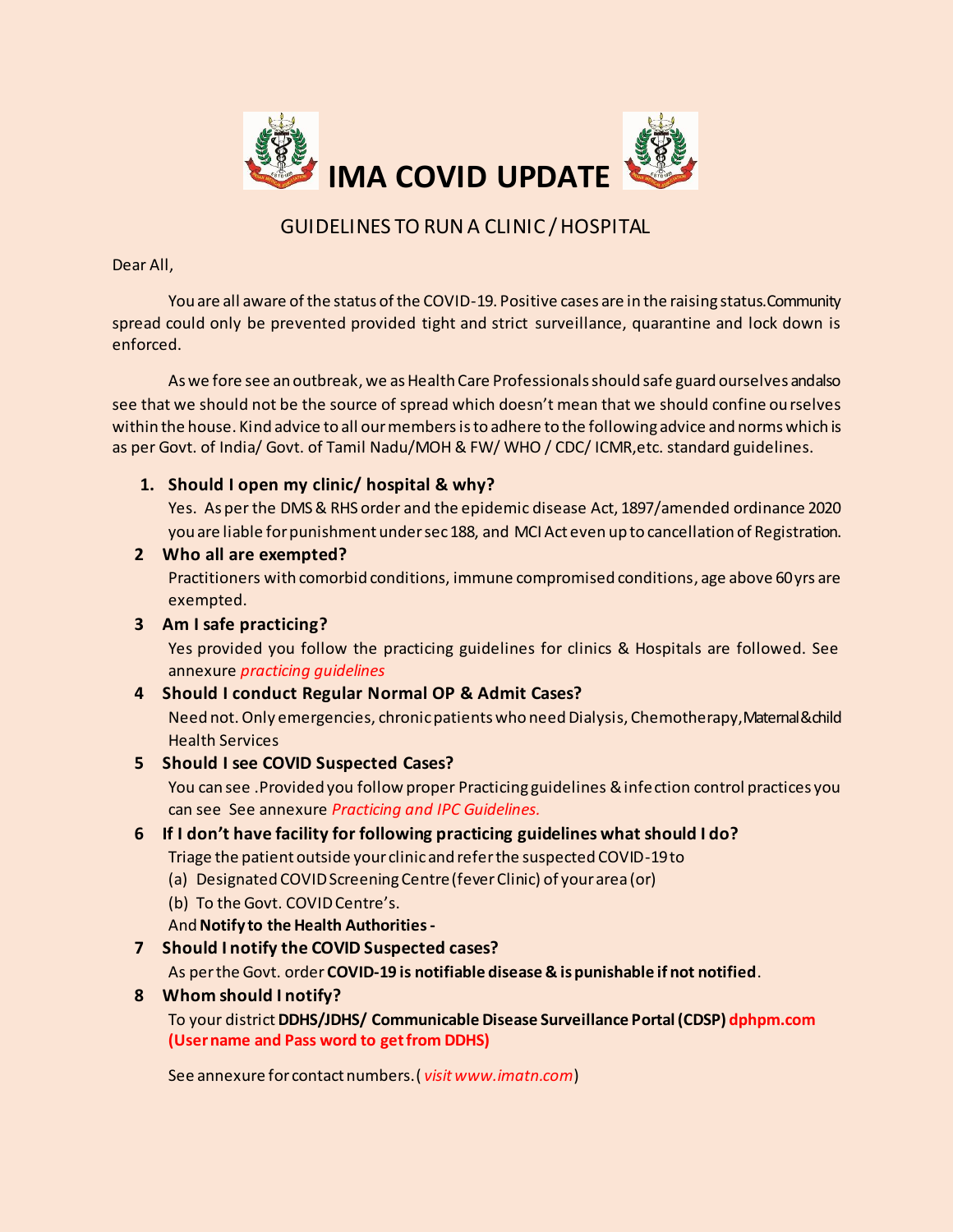# IMA COVID UPDATE

## GUIDELINES TO RUN A CLINIC / HOSPITAL

Dear All,

You are all aware of the status of the COVID-19. Positive cases are in the raising status.Community spread could only be prevented provided tight and strict surveillance, quarantine and lock down is enforced.

As we fore see an outbreak, we as Health Care Professionals should safe guard ourselves andalso see that we should not be the source of spread which doesn't mean that we should confine ourselves within the house. Kind advice to all our members is to adhere to the following advice and norms which is as per Govt. of India/ Govt. of Tamil Nadu/MOH & FW/ WHO / CDC/ ICMR,etc. standard guidelines.

1. **Should I open my clinic/ hospital & why?**
   Yes. As per the DMS & RHS order and the epidemic disease Act, 1897/amended ordinance 2020 you are liable for punishment under sec 188, and MCI Act even up to cancellation of Registration.
2. **Who all are exempted?**
   Practitioners with comorbid conditions, immune compromised conditions, age above 60yrs are exempted.
3. **Am I safe practicing?**
   Yes provided you follow the practicing guidelines for clinics & Hospitals are followed. See annexure *practicing guidelines*
4. **Should I conduct Regular Normal OP & Admit Cases?**
   Need not. Only emergencies, chronic patients who need Dialysis, Chemotherapy,Maternal&child Health Services
5. **Should I see COVID Suspected Cases?**
   You can see .Provided you follow proper Practicing guidelines & infection control practices you can see See annexure *Practicing and IPC Guidelines.*
6. **If I don't have facility for following practicing guidelines what should I do?**
   Triage the patient outside your clinic and refer the suspected COVID-19 to
   (a) Designated COVID Screening Centre (fever Clinic) of your area (or)
   (b) To the Govt. COVID Centre's.
   And **Notify to the Health Authorities -**
7. **Should I notify the COVID Suspected cases?**
   As per the Govt. order **COVID-19 is notifiable disease & is punishable if not notified**.
8. **Whom should I notify?**
   To your district **DDHS/JDHS/ Communicable Disease Surveillance Portal (CDSP) dphpm.com (User name and Pass word to get from DDHS)**

   See annexure for contact numbers. ( *visit www.imatn.com*)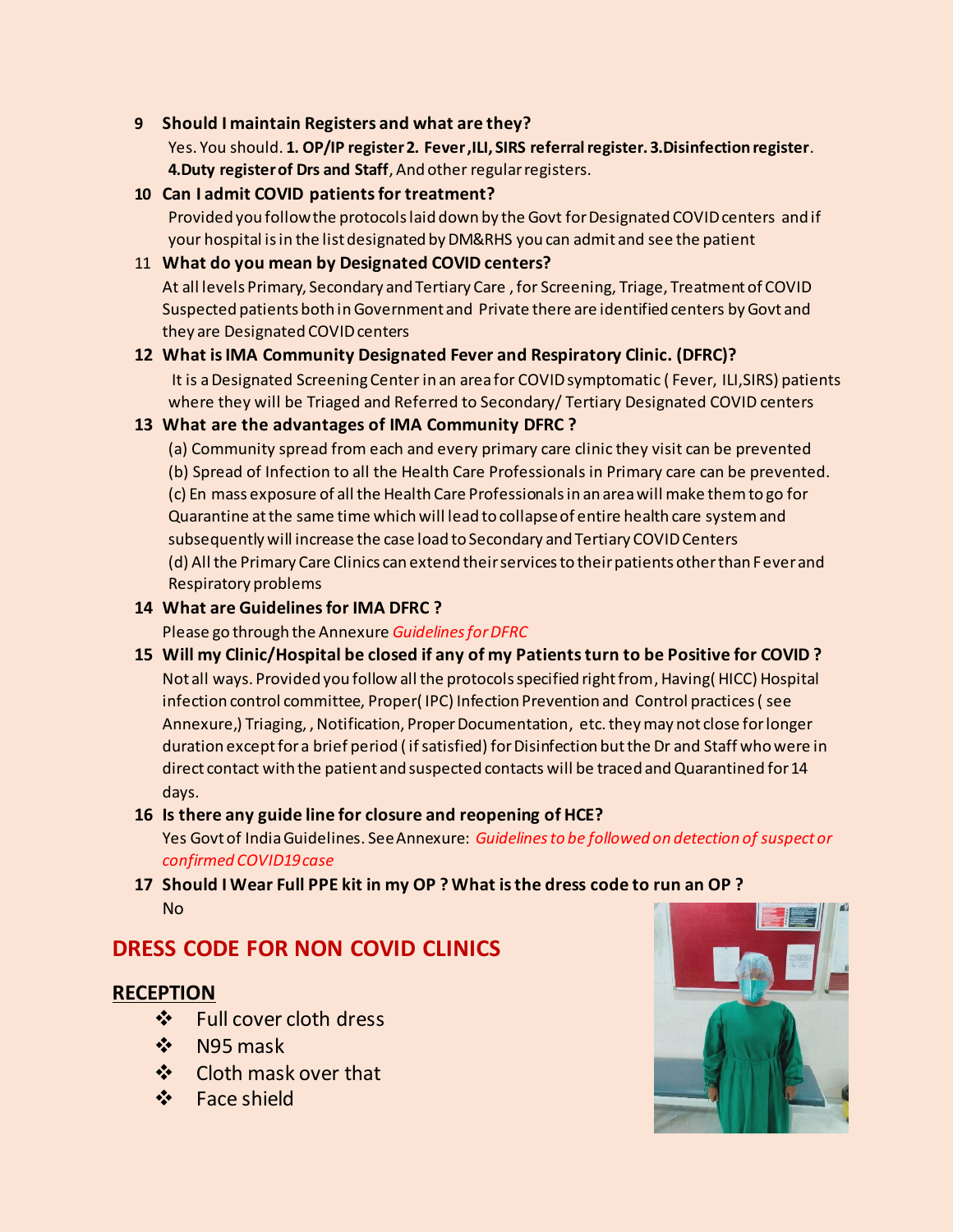**9 Should I maintain Registers and what are they?**

Yes. You should. **1. OP/IP register 2. Fever ,ILI, SIRS referral register. 3.Disinfection register**. **4.Duty register of Drs and Staff**, And other regular registers.

**10 Can I admit COVID patients for treatment?**

Provided you follow the protocols laid down by the Govt for Designated COVID centers and if your hospital is in the list designated by DM&RHS you can admit and see the patient

**11 What do you mean by Designated COVID centers?**

At all levels Primary, Secondary and Tertiary Care , for Screening, Triage, Treatment of COVID Suspected patients both in Government and Private there are identified centers by Govt and they are Designated COVID centers

**12 What is IMA Community Designated Fever and Respiratory Clinic. (DFRC)?**

It is a Designated Screening Center in an area for COVID symptomatic ( Fever, ILI,SIRS) patients where they will be Triaged and Referred to Secondary/ Tertiary Designated COVID centers

**13 What are the advantages of IMA Community DFRC ?**

(a) Community spread from each and every primary care clinic they visit can be prevented
(b) Spread of Infection to all the Health Care Professionals in Primary care can be prevented.
(c) En mass exposure of all the Health Care Professionals in an area will make them to go for Quarantine at the same time which will lead to collapse of entire health care system and subsequently will increase the case load to Secondary and Tertiary COVID Centers
(d) All the Primary Care Clinics can extend their services to their patients other than Fever and Respiratory problems

**14 What are Guidelines for IMA DFRC ?**

Please go through the Annexure *Guidelines for DFRC*

**15 Will my Clinic/Hospital be closed if any of my Patients turn to be Positive for COVID ?**

Not all ways. Provided you follow all the protocols specified right from, Having( HICC) Hospital infection control committee, Proper( IPC) Infection Prevention and Control practices ( see Annexure,) Triaging, , Notification, Proper Documentation, etc. they may not close for longer duration except for a brief period ( if satisfied) for Disinfection but the Dr and Staff who were in direct contact with the patient and suspected contacts will be traced and Quarantined for 14 days.

**16 Is there any guide line for closure and reopening of HCE?**

Yes Govt of India Guidelines. See Annexure: *Guidelines to be followed on detection of suspect or confirmed COVID19 case*

**17 Should I Wear Full PPE kit in my OP ? What is the dress code to run an OP ?**

No

## DRESS CODE FOR NON COVID CLINICS

### RECEPTION

- Full cover cloth dress
- N95 mask
- Cloth mask over that
- Face shield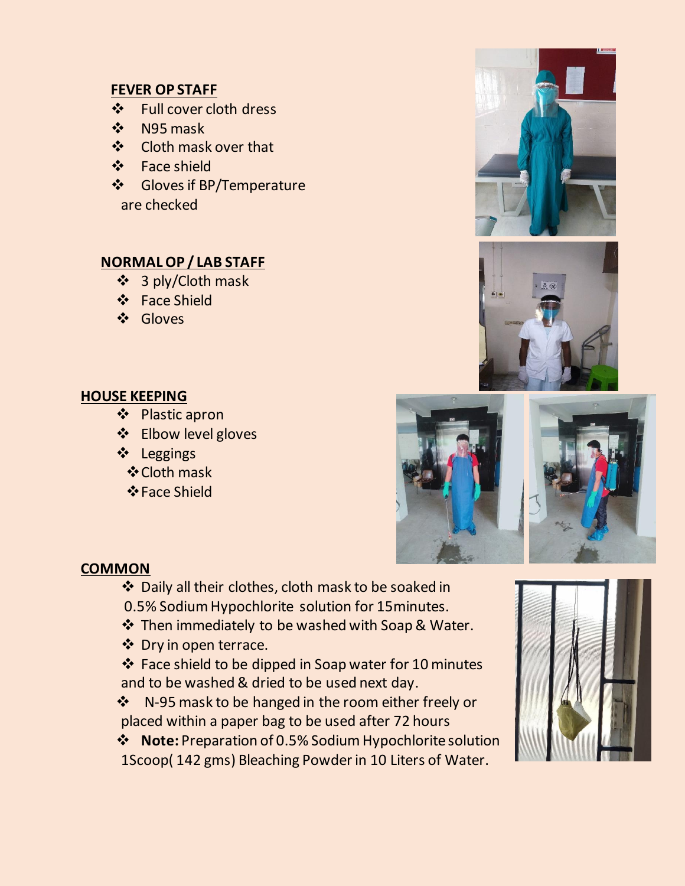## FEVER OP STAFF

- Full cover cloth dress
- N95 mask
- Cloth mask over that
- Face shield
- Gloves if BP/Temperature are checked

## NORMAL OP / LAB STAFF

- 3 ply/Cloth mask
- Face Shield
- Gloves

## HOUSE KEEPING

- Plastic apron
- Elbow level gloves
- Leggings
- Cloth mask
- Face Shield

## COMMON

- Daily all their clothes, cloth mask to be soaked in 0.5% Sodium Hypochlorite solution for 15minutes.
- Then immediately to be washed with Soap & Water.
- Dry in open terrace.
- Face shield to be dipped in Soap water for 10 minutes and to be washed & dried to be used next day.
- N-95 mask to be hanged in the room either freely or placed within a paper bag to be used after 72 hours
- **Note:** Preparation of 0.5% Sodium Hypochlorite solution 1Scoop( 142 gms) Bleaching Powder in 10 Liters of Water.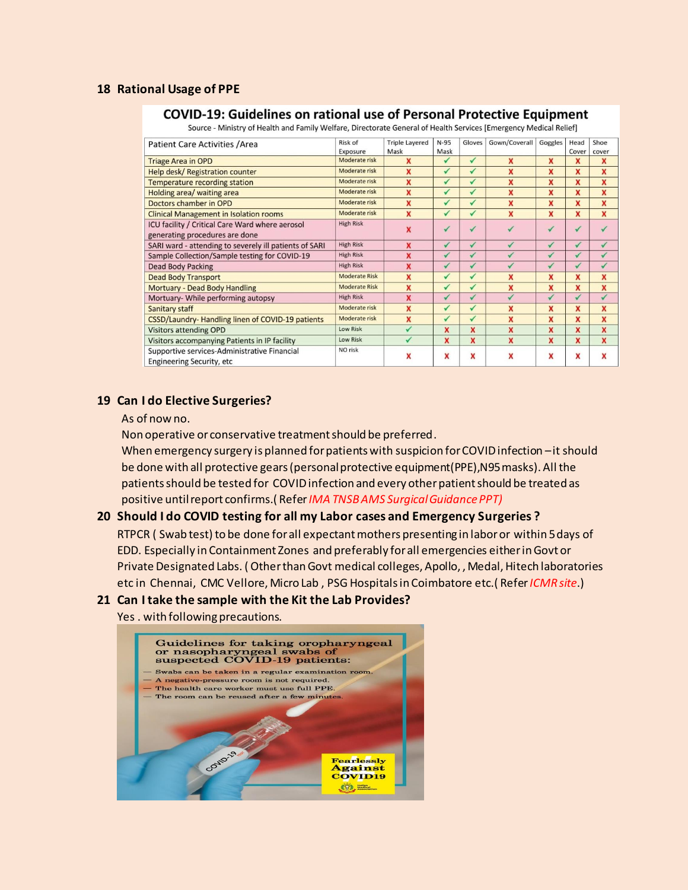## 18 Rational Usage of PPE

**COVID-19: Guidelines on rational use of Personal Protective Equipment**

Source - Ministry of Health and Family Welfare, Directorate General of Health Services [Emergency Medical Relief]

| Patient Care Activities /Area | Risk of Exposure | Triple Layered Mask | N-95 Mask | Gloves | Gown/Coverall | Goggles | Head Cover | Shoe cover |
|---|---|---|---|---|---|---|---|---|
| Triage Area in OPD | Moderate risk | X | ✓ | ✓ | X | X | X | X |
| Help desk/ Registration counter | Moderate risk | X | ✓ | ✓ | X | X | X | X |
| Temperature recording station | Moderate risk | X | ✓ | ✓ | X | X | X | X |
| Holding area/ waiting area | Moderate risk | X | ✓ | ✓ | X | X | X | X |
| Doctors chamber in OPD | Moderate risk | X | ✓ | ✓ | X | X | X | X |
| Clinical Management in Isolation rooms | Moderate risk | X | ✓ | ✓ | X | X | X | X |
| ICU facility / Critical Care Ward where aerosol generating procedures are done | High Risk | X | ✓ | ✓ | ✓ | ✓ | ✓ | ✓ |
| SARI ward - attending to severely ill patients of SARI | High Risk | X | ✓ | ✓ | ✓ | ✓ | ✓ | ✓ |
| Sample Collection/Sample testing for COVID-19 | High Risk | X | ✓ | ✓ | ✓ | ✓ | ✓ | ✓ |
| Dead Body Packing | High Risk | X | ✓ | ✓ | ✓ | ✓ | ✓ | ✓ |
| Dead Body Transport | Moderate Risk | X | ✓ | ✓ | X | X | X | X |
| Mortuary - Dead Body Handling | Moderate Risk | X | ✓ | ✓ | X | X | X | X |
| Mortuary- While performing autopsy | High Risk | X | ✓ | ✓ | ✓ | ✓ | ✓ | ✓ |
| Sanitary staff | Moderate risk | X | ✓ | ✓ | X | X | X | X |
| CSSD/Laundry- Handling linen of COVID-19 patients | Moderate risk | X | ✓ | ✓ | X | X | X | X |
| Visitors attending OPD | Low Risk | ✓ | X | X | X | X | X | X |
| Visitors accompanying Patients in IP facility | Low Risk | ✓ | X | X | X | X | X | X |
| Supportive services-Administrative Financial Engineering Security, etc | NO risk | X | X | X | X | X | X | X |

## 19 Can I do Elective Surgeries?

As of now no.

Non operative or conservative treatment should be preferred.

When emergency surgery is planned for patients with suspicion for COVID infection – it should be done with all protective gears (personal protective equipment(PPE), N95 masks). All the patients should be tested for COVID infection and every other patient should be treated as positive until report confirms. (Refer *IMA TNSB AMS Surgical Guidance PPT)*

## 20 Should I do COVID testing for all my Labor cases and Emergency Surgeries ?

RTPCR ( Swab test) to be done for all expectant mothers presenting in labor or within 5 days of EDD. Especially in Containment Zones and preferably for all emergencies either in Govt or Private Designated Labs. ( Other than Govt medical colleges, Apollo, , Medal, Hitech laboratories etc in Chennai, CMC Vellore, Micro Lab , PSG Hospitals in Coimbatore etc. ( Refer *ICMR site*.)

## 21 Can I take the sample with the Kit the Lab Provides?

Yes . with following precautions.

**Guidelines for taking oropharyngeal or nasopharyngeal swabs of suspected COVID-19 patients:**

- Swabs can be taken in a regular examination room.
- A negative-pressure room is not required.
- The health care worker must use full PPE.
- The room can be reused after a few minutes.

Fearlessly Against COVID19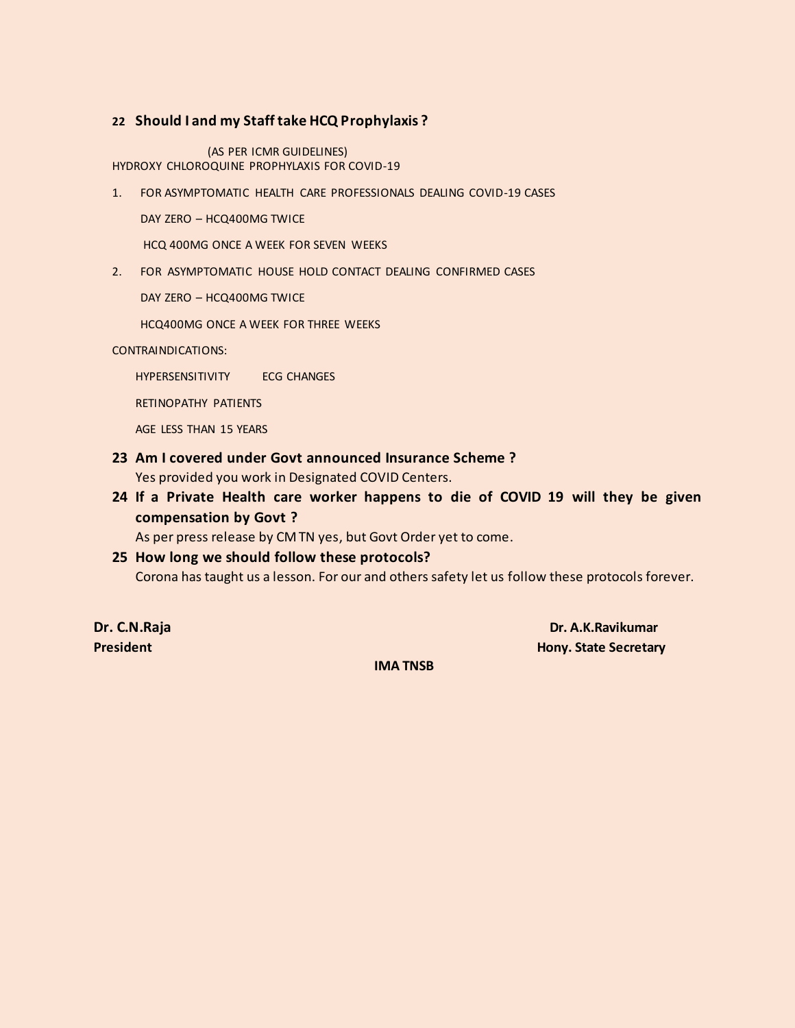**22 Should I and my Staff take HCQ Prophylaxis ?**

(AS PER ICMR GUIDELINES)
HYDROXY CHLOROQUINE PROPHYLAXIS FOR COVID-19

1. FOR ASYMPTOMATIC HEALTH CARE PROFESSIONALS DEALING COVID-19 CASES

   DAY ZERO – HCQ400MG TWICE

   HCQ 400MG ONCE A WEEK FOR SEVEN WEEKS

2. FOR ASYMPTOMATIC HOUSE HOLD CONTACT DEALING CONFIRMED CASES

   DAY ZERO – HCQ400MG TWICE

   HCQ400MG ONCE A WEEK FOR THREE WEEKS

CONTRAINDICATIONS:

HYPERSENSITIVITY ECG CHANGES

RETINOPATHY PATIENTS

AGE LESS THAN 15 YEARS

**23 Am I covered under Govt announced Insurance Scheme ?**
Yes provided you work in Designated COVID Centers.

**24 If a Private Health care worker happens to die of COVID 19 will they be given compensation by Govt ?**
As per press release by CM TN yes, but Govt Order yet to come.

**25 How long we should follow these protocols?**
Corona has taught us a lesson. For our and others safety let us follow these protocols forever.

**Dr. C.N.Raja**
**President**

**Dr. A.K.Ravikumar**
**Hony. State Secretary**

**IMA TNSB**